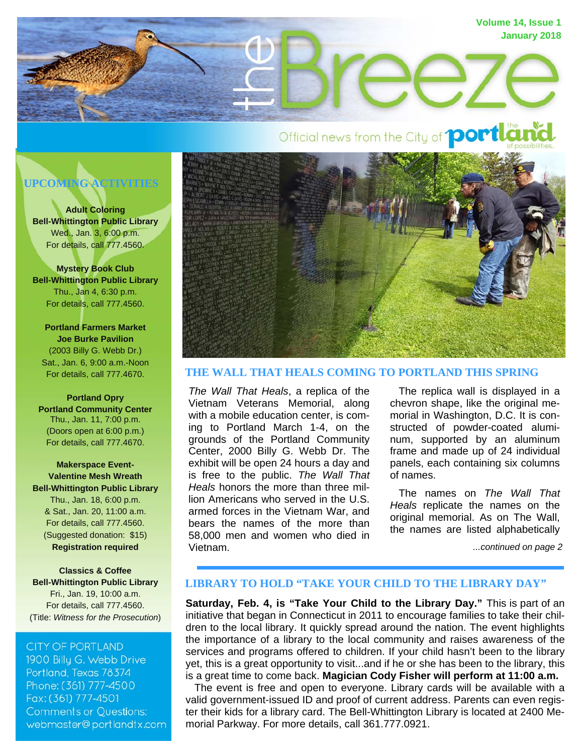# the Breeze

Volume 14, Issue 1
January 2018

Official news from the City of portland — the portland of possibilities.

## UPCOMING ACTIVITIES

**Adult Coloring**
**Bell-Whittington Public Library**
Wed., Jan. 3, 6:00 p.m.
For details, call 777.4560.

**Mystery Book Club**
**Bell-Whittington Public Library**
Thu., Jan 4, 6:30 p.m.
For details, call 777.4560.

**Portland Farmers Market**
**Joe Burke Pavilion**
(2003 Billy G. Webb Dr.)
Sat., Jan. 6, 9:00 a.m.-Noon
For details, call 777.4670.

**Portland Opry**
**Portland Community Center**
Thu., Jan. 11, 7:00 p.m.
(Doors open at 6:00 p.m.)
For details, call 777.4670.

**Makerspace Event-**
**Valentine Mesh Wreath**
**Bell-Whittington Public Library**
Thu., Jan. 18, 6:00 p.m.
& Sat., Jan. 20, 11:00 a.m.
For details, call 777.4560.
(Suggested donation: $15)
**Registration required**

**Classics & Coffee**
**Bell-Whittington Public Library**
Fri., Jan. 19, 10:00 a.m.
For details, call 777.4560.
(Title: *Witness for the Prosecution*)

CITY OF PORTLAND
1900 Billy G. Webb Drive
Portland, Texas 78374
Phone: (361) 777-4500
Fax: (361) 777-4501
Comments or Questions:
webmaster@portlandtx.com

## THE WALL THAT HEALS COMING TO PORTLAND THIS SPRING

*The Wall That Heals*, a replica of the Vietnam Veterans Memorial, along with a mobile education center, is coming to Portland March 1-4, on the grounds of the Portland Community Center, 2000 Billy G. Webb Dr. The exhibit will be open 24 hours a day and is free to the public. *The Wall That Heals* honors the more than three million Americans who served in the U.S. armed forces in the Vietnam War, and bears the names of the more than 58,000 men and women who died in Vietnam.

The replica wall is displayed in a chevron shape, like the original memorial in Washington, D.C. It is constructed of powder-coated aluminum, supported by an aluminum frame and made up of 24 individual panels, each containing six columns of names.

The names on *The Wall That Heals* replicate the names on the original memorial. As on The Wall, the names are listed alphabetically

*...continued on page 2*

## LIBRARY TO HOLD "TAKE YOUR CHILD TO THE LIBRARY DAY"

**Saturday, Feb. 4, is "Take Your Child to the Library Day."** This is part of an initiative that began in Connecticut in 2011 to encourage families to take their children to the local library. It quickly spread around the nation. The event highlights the importance of a library to the local community and raises awareness of the services and programs offered to children. If your child hasn't been to the library yet, this is a great opportunity to visit...and if he or she has been to the library, this is a great time to come back. **Magician Cody Fisher will perform at 11:00 a.m.**

The event is free and open to everyone. Library cards will be available with a valid government-issued ID and proof of current address. Parents can even register their kids for a library card. The Bell-Whittington Library is located at 2400 Memorial Parkway. For more details, call 361.777.0921.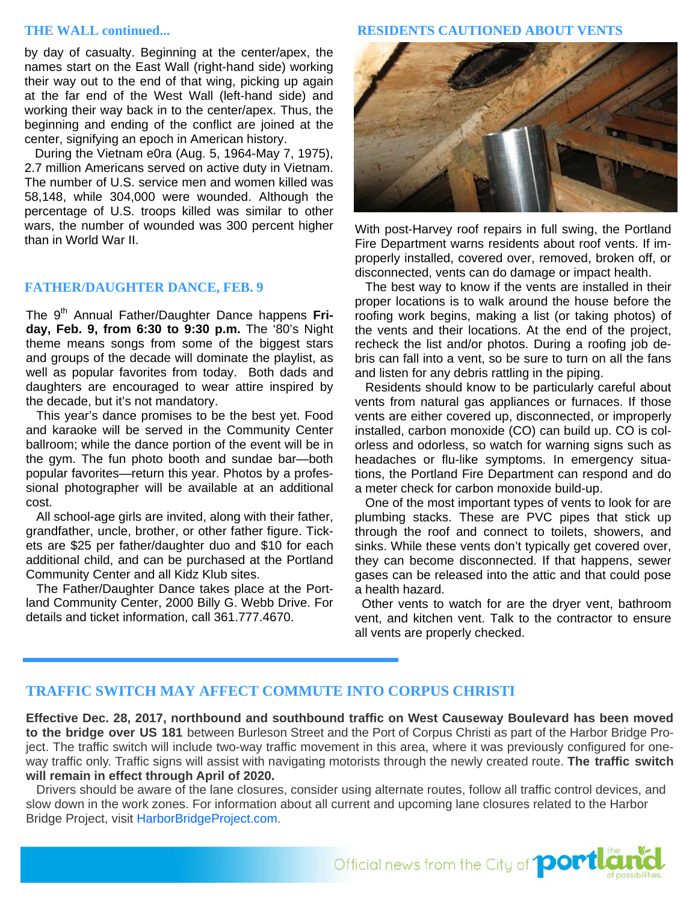## THE WALL continued...

by day of casualty. Beginning at the center/apex, the names start on the East Wall (right-hand side) working their way out to the end of that wing, picking up again at the far end of the West Wall (left-hand side) and working their way back in to the center/apex. Thus, the beginning and ending of the conflict are joined at the center, signifying an epoch in American history.

During the Vietnam e0ra (Aug. 5, 1964-May 7, 1975), 2.7 million Americans served on active duty in Vietnam. The number of U.S. service men and women killed was 58,148, while 304,000 were wounded. Although the percentage of U.S. troops killed was similar to other wars, the number of wounded was 300 percent higher than in World War II.

## FATHER/DAUGHTER DANCE, FEB. 9

The 9th Annual Father/Daughter Dance happens **Friday, Feb. 9, from 6:30 to 9:30 p.m.** The '80's Night theme means songs from some of the biggest stars and groups of the decade will dominate the playlist, as well as popular favorites from today. Both dads and daughters are encouraged to wear attire inspired by the decade, but it's not mandatory.

This year's dance promises to be the best yet. Food and karaoke will be served in the Community Center ballroom; while the dance portion of the event will be in the gym. The fun photo booth and sundae bar—both popular favorites—return this year. Photos by a professional photographer will be available at an additional cost.

All school-age girls are invited, along with their father, grandfather, uncle, brother, or other father figure. Tickets are $25 per father/daughter duo and $10 for each additional child, and can be purchased at the Portland Community Center and all Kidz Klub sites.

The Father/Daughter Dance takes place at the Portland Community Center, 2000 Billy G. Webb Drive. For details and ticket information, call 361.777.4670.

## RESIDENTS CAUTIONED ABOUT VENTS

With post-Harvey roof repairs in full swing, the Portland Fire Department warns residents about roof vents. If improperly installed, covered over, removed, broken off, or disconnected, vents can do damage or impact health.

The best way to know if the vents are installed in their proper locations is to walk around the house before the roofing work begins, making a list (or taking photos) of the vents and their locations. At the end of the project, recheck the list and/or photos. During a roofing job debris can fall into a vent, so be sure to turn on all the fans and listen for any debris rattling in the piping.

Residents should know to be particularly careful about vents from natural gas appliances or furnaces. If those vents are either covered up, disconnected, or improperly installed, carbon monoxide (CO) can build up. CO is colorless and odorless, so watch for warning signs such as headaches or flu-like symptoms. In emergency situations, the Portland Fire Department can respond and do a meter check for carbon monoxide build-up.

One of the most important types of vents to look for are plumbing stacks. These are PVC pipes that stick up through the roof and connect to toilets, showers, and sinks. While these vents don't typically get covered over, they can become disconnected. If that happens, sewer gases can be released into the attic and that could pose a health hazard.

Other vents to watch for are the dryer vent, bathroom vent, and kitchen vent. Talk to the contractor to ensure all vents are properly checked.

## TRAFFIC SWITCH MAY AFFECT COMMUTE INTO CORPUS CHRISTI

**Effective Dec. 28, 2017, northbound and southbound traffic on West Causeway Boulevard has been moved to the bridge over US 181** between Burleson Street and the Port of Corpus Christi as part of the Harbor Bridge Project. The traffic switch will include two-way traffic movement in this area, where it was previously configured for one-way traffic only. Traffic signs will assist with navigating motorists through the newly created route. **The traffic switch will remain in effect through April of 2020.**

Drivers should be aware of the lane closures, consider using alternate routes, follow all traffic control devices, and slow down in the work zones. For information about all current and upcoming lane closures related to the Harbor Bridge Project, visit HarborBridgeProject.com.